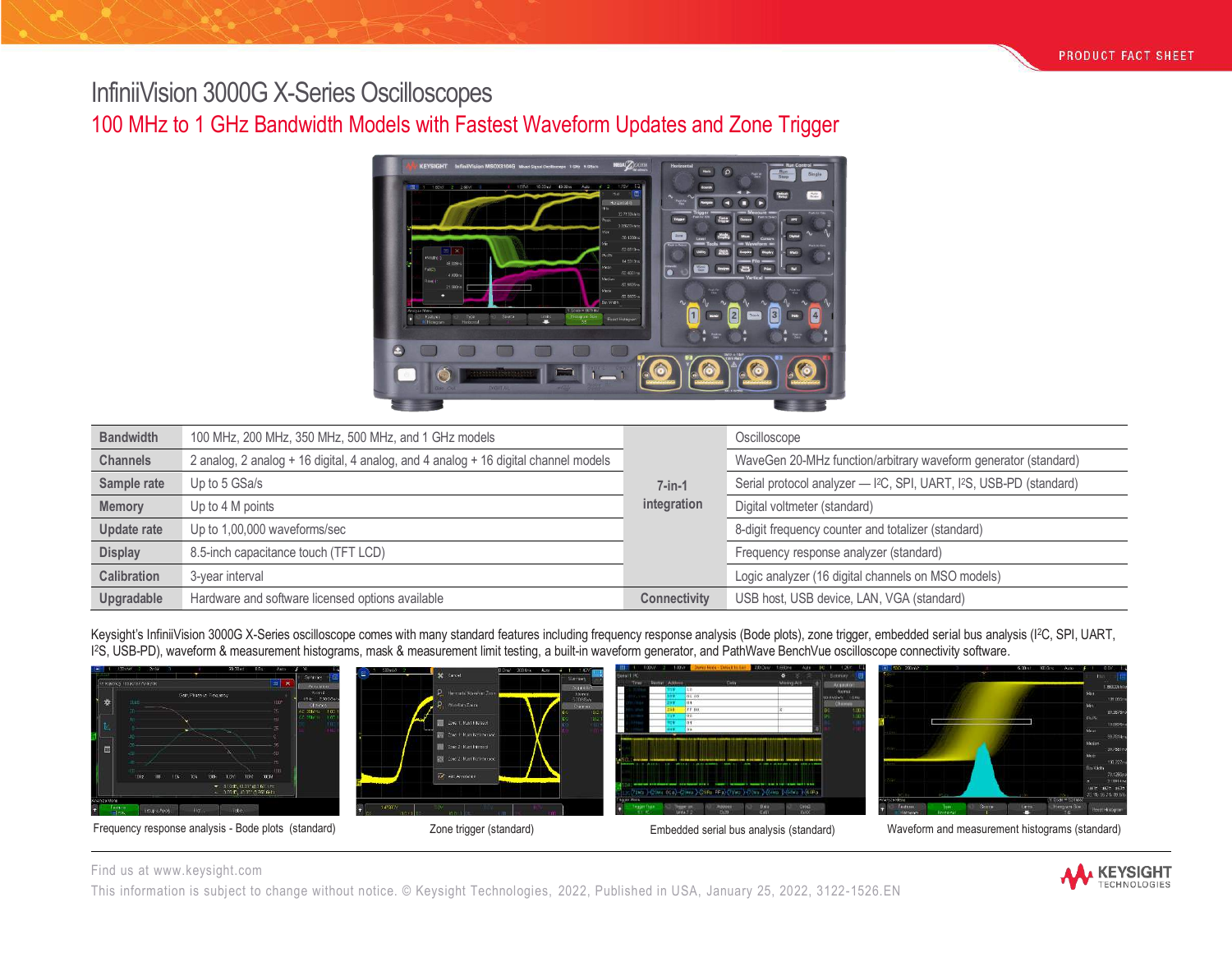# InfiniiVision 3000G X-Series Oscilloscopes

## 100 MHz to 1 GHz Bandwidth Models with Fastest Waveform Updates and Zone Trigger

| | | | |
|---|---|---|---|
| **Bandwidth** | 100 MHz, 200 MHz, 350 MHz, 500 MHz, and 1 GHz models | **7-in-1 integration** | Oscilloscope |
| **Channels** | 2 analog, 2 analog + 16 digital, 4 analog, and 4 analog + 16 digital channel models | | WaveGen 20-MHz function/arbitrary waveform generator (standard) |
| **Sample rate** | Up to 5 GSa/s | | Serial protocol analyzer — I²C, SPI, UART, I²S, USB-PD (standard) |
| **Memory** | Up to 4 M points | | Digital voltmeter (standard) |
| **Update rate** | Up to 1,00,000 waveforms/sec | | 8-digit frequency counter and totalizer (standard) |
| **Display** | 8.5-inch capacitance touch (TFT LCD) | | Frequency response analyzer (standard) |
| **Calibration** | 3-year interval | | Logic analyzer (16 digital channels on MSO models) |
| **Upgradable** | Hardware and software licensed options available | **Connectivity** | USB host, USB device, LAN, VGA (standard) |

Keysight's InfiniiVision 3000G X-Series oscilloscope comes with many standard features including frequency response analysis (Bode plots), zone trigger, embedded serial bus analysis (I²C, SPI, UART, I²S, USB-PD), waveform & measurement histograms, mask & measurement limit testing, a built-in waveform generator, and PathWave BenchVue oscilloscope connectivity software.

Frequency response analysis - Bode plots (standard)

Zone trigger (standard)

Embedded serial bus analysis (standard)

Waveform and measurement histograms (standard)

Find us at www.keysight.com

This information is subject to change without notice. © Keysight Technologies, 2022, Published in USA, January 25, 2022, 3122-1526.EN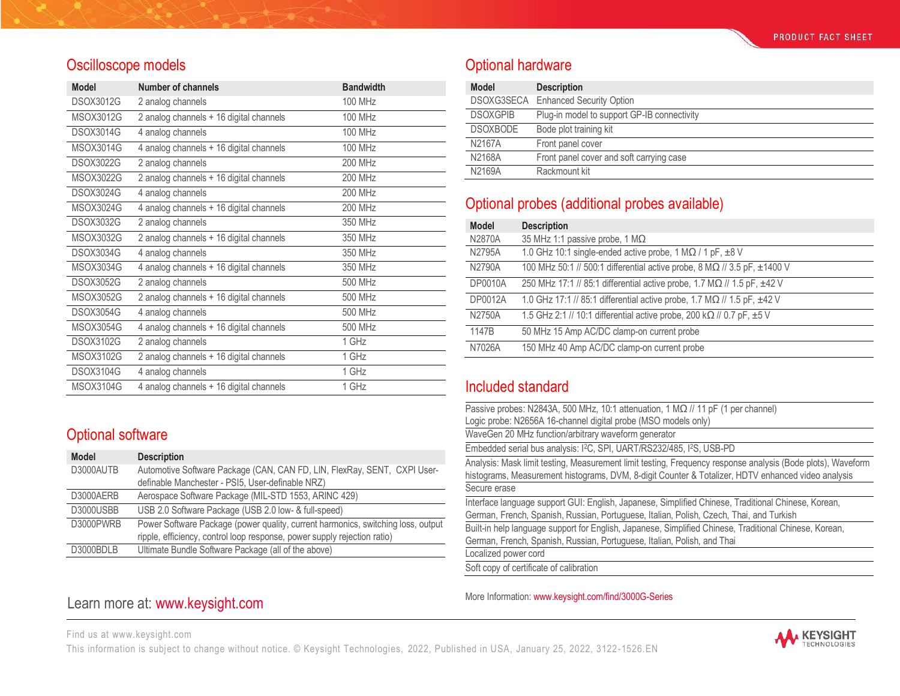## Oscilloscope models

| Model | Number of channels | Bandwidth |
|---|---|---|
| DSOX3012G | 2 analog channels | 100 MHz |
| MSOX3012G | 2 analog channels + 16 digital channels | 100 MHz |
| DSOX3014G | 4 analog channels | 100 MHz |
| MSOX3014G | 4 analog channels + 16 digital channels | 100 MHz |
| DSOX3022G | 2 analog channels | 200 MHz |
| MSOX3022G | 2 analog channels + 16 digital channels | 200 MHz |
| DSOX3024G | 4 analog channels | 200 MHz |
| MSOX3024G | 4 analog channels + 16 digital channels | 200 MHz |
| DSOX3032G | 2 analog channels | 350 MHz |
| MSOX3032G | 2 analog channels + 16 digital channels | 350 MHz |
| DSOX3034G | 4 analog channels | 350 MHz |
| MSOX3034G | 4 analog channels + 16 digital channels | 350 MHz |
| DSOX3052G | 2 analog channels | 500 MHz |
| MSOX3052G | 2 analog channels + 16 digital channels | 500 MHz |
| DSOX3054G | 4 analog channels | 500 MHz |
| MSOX3054G | 4 analog channels + 16 digital channels | 500 MHz |
| DSOX3102G | 2 analog channels | 1 GHz |
| MSOX3102G | 2 analog channels + 16 digital channels | 1 GHz |
| DSOX3104G | 4 analog channels | 1 GHz |
| MSOX3104G | 4 analog channels + 16 digital channels | 1 GHz |

## Optional software

| Model | Description |
|---|---|
| D3000AUTB | Automotive Software Package (CAN, CAN FD, LIN, FlexRay, SENT, CXPI User-definable Manchester - PSI5, User-definable NRZ) |
| D3000AERB | Aerospace Software Package (MIL-STD 1553, ARINC 429) |
| D3000USBB | USB 2.0 Software Package (USB 2.0 low- & full-speed) |
| D3000PWRB | Power Software Package (power quality, current harmonics, switching loss, output ripple, efficiency, control loop response, power supply rejection ratio) |
| D3000BDLB | Ultimate Bundle Software Package (all of the above) |

Learn more at: www.keysight.com

## Optional hardware

| Model | Description |
|---|---|
| DSOXG3SECA | Enhanced Security Option |
| DSOXGPIB | Plug-in model to support GP-IB connectivity |
| DSOXBODE | Bode plot training kit |
| N2167A | Front panel cover |
| N2168A | Front panel cover and soft carrying case |
| N2169A | Rackmount kit |

## Optional probes (additional probes available)

| Model | Description |
|---|---|
| N2870A | 35 MHz 1:1 passive probe, 1 MΩ |
| N2795A | 1.0 GHz 10:1 single-ended active probe, 1 MΩ / 1 pF, ±8 V |
| N2790A | 100 MHz 50:1 // 500:1 differential active probe, 8 MΩ // 3.5 pF, ±1400 V |
| DP0010A | 250 MHz 17:1 // 85:1 differential active probe, 1.7 MΩ // 1.5 pF, ±42 V |
| DP0012A | 1.0 GHz 17:1 // 85:1 differential active probe, 1.7 MΩ // 1.5 pF, ±42 V |
| N2750A | 1.5 GHz 2:1 // 10:1 differential active probe, 200 kΩ // 0.7 pF, ±5 V |
| 1147B | 50 MHz 15 Amp AC/DC clamp-on current probe |
| N7026A | 150 MHz 40 Amp AC/DC clamp-on current probe |

## Included standard

| |
|---|
| Passive probes: N2843A, 500 MHz, 10:1 attenuation, 1 MΩ // 11 pF (1 per channel) Logic probe: N2656A 16-channel digital probe (MSO models only) |
| WaveGen 20 MHz function/arbitrary waveform generator |
| Embedded serial bus analysis: I²C, SPI, UART/RS232/485, I²S, USB-PD |
| Analysis: Mask limit testing, Measurement limit testing, Frequency response analysis (Bode plots), Waveform histograms, Measurement histograms, DVM, 8-digit Counter & Totalizer, HDTV enhanced video analysis |
| Secure erase |
| Interface language support GUI: English, Japanese, Simplified Chinese, Traditional Chinese, Korean, German, French, Spanish, Russian, Portuguese, Italian, Polish, Czech, Thai, and Turkish |
| Built-in help language support for English, Japanese, Simplified Chinese, Traditional Chinese, Korean, German, French, Spanish, Russian, Portuguese, Italian, Polish, and Thai |
| Localized power cord |
| Soft copy of certificate of calibration |

More Information: www.keysight.com/find/3000G-Series

Find us at www.keysight.com

This information is subject to change without notice. © Keysight Technologies, 2022, Published in USA, January 25, 2022, 3122-1526.EN